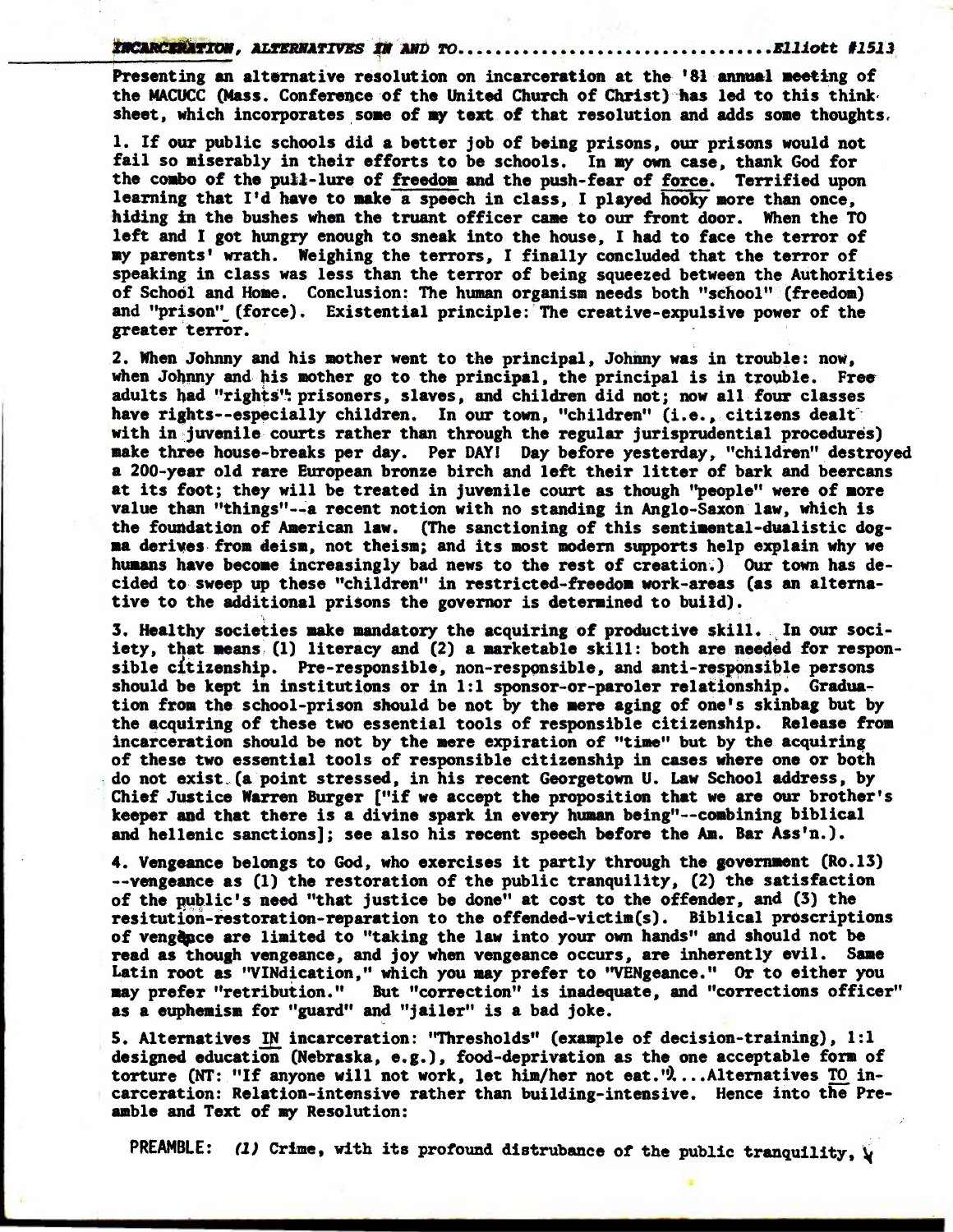**INCARCERATION, ALTERNATIVES IN AND TO................................Elliott #1513**

Presenting an alternative resolution on incarceration at the '81 annual meeting of the MACUCC (Mass. Conference of the United Church of Christ) has led to this think sheet, which incorporates some of my text of that resolution and adds some thoughts.

1. If our public schools did a better job of being prisons, our prisons would not fail so miserably in their efforts to be schools. In my own case, thank God for the combo of the pull-lure of freedom and the push-fear of force. Terrified upon learning that I'd have to make a speech in class, I played hooky more than once, hiding in the bushes when the truant officer came to our front door. When the TO left and I got hungry enough to sneak into the house, I had to face the terror of my parents' wrath. Weighing the terrors, I finally concluded that the terror of speaking in class was less than the terror of being squeezed between the Authorities of School and Home. Conclusion: The human organism needs both "school" (freedom) and "prison" (force). Existential principle: The creative-expulsive power of the greater terror.

2. When Johnny and his mother went to the principal, Johnny was in trouble: now, when Johnny and his mother go to the principal, the principal is in trouble. Free adults had "rights": prisoners, slaves, and children did not; now all four classes have rights--especially children. In our town, "children" (i.e., citizens dealt with in juvenile courts rather than through the regular jurisprudential procedures) make three house-breaks per day. Per DAY! Day before yesterday, "children" destroyed a 200-year old rare European bronze birch and left their litter of bark and beercans at its foot; they will be treated in juvenile court as though "people" were of more value than "things"--a recent notion with no standing in Anglo-Saxon law, which is the foundation of American law. (The sanctioning of this sentimental-dualistic dogma derives from deism, not theism; and its most modern supports help explain why we humans have become increasingly bad news to the rest of creation.) Our town has decided to sweep up these "children" in restricted-freedom work-areas (as an alternative to the additional prisons the governor is determined to build).

3. Healthy societies make mandatory the acquiring of productive skill. In our society, that means (1) literacy and (2) a marketable skill: both are needed for responsible citizenship. Pre-responsible, non-responsible, and anti-responsible persons should be kept in institutions or in 1:1 sponsor-or-paroler relationship. Graduation from the school-prison should be not by the mere aging of one's skinbag but by the acquiring of these two essential tools of responsible citizenship. Release from incarceration should be not by the mere expiration of "time" but by the acquiring of these two essential tools of responsible citizenship in cases where one or both do not exist (a point stressed, in his recent Georgetown U. Law School address, by Chief Justice Warren Burger ["if we accept the proposition that we are our brother's keeper and that there is a divine spark in every human being"--combining biblical and hellenic sanctions]; see also his recent speech before the Am. Bar Ass'n.).

4. Vengeance belongs to God, who exercises it partly through the government (Ro.13) --vengeance as (1) the restoration of the public tranquility, (2) the satisfaction of the public's need "that justice be done" at cost to the offender, and (3) the resitution-restoration-reparation to the offended-victim(s). Biblical proscriptions of vengeance are limited to "taking the law into your own hands" and should not be read as though vengeance, and joy when vengeance occurs, are inherently evil. Same Latin root as "VINdication," which you may prefer to "VENgeance." Or to either you may prefer "retribution." But "correction" is inadequate, and "corrections officer" as a euphemism for "guard" and "jailer" is a bad joke.

5. Alternatives IN incarceration: "Thresholds" (example of decision-training), 1:1 designed education (Nebraska, e.g.), food-deprivation as the one acceptable form of torture (NT: "If anyone will not work, let him/her not eat.")...Alternatives TO incarceration: Relation-intensive rather than building-intensive. Hence into the Preamble and Text of my Resolution:

PREAMBLE: *(1)* Crime, with its profound distrubance of the public tranquility,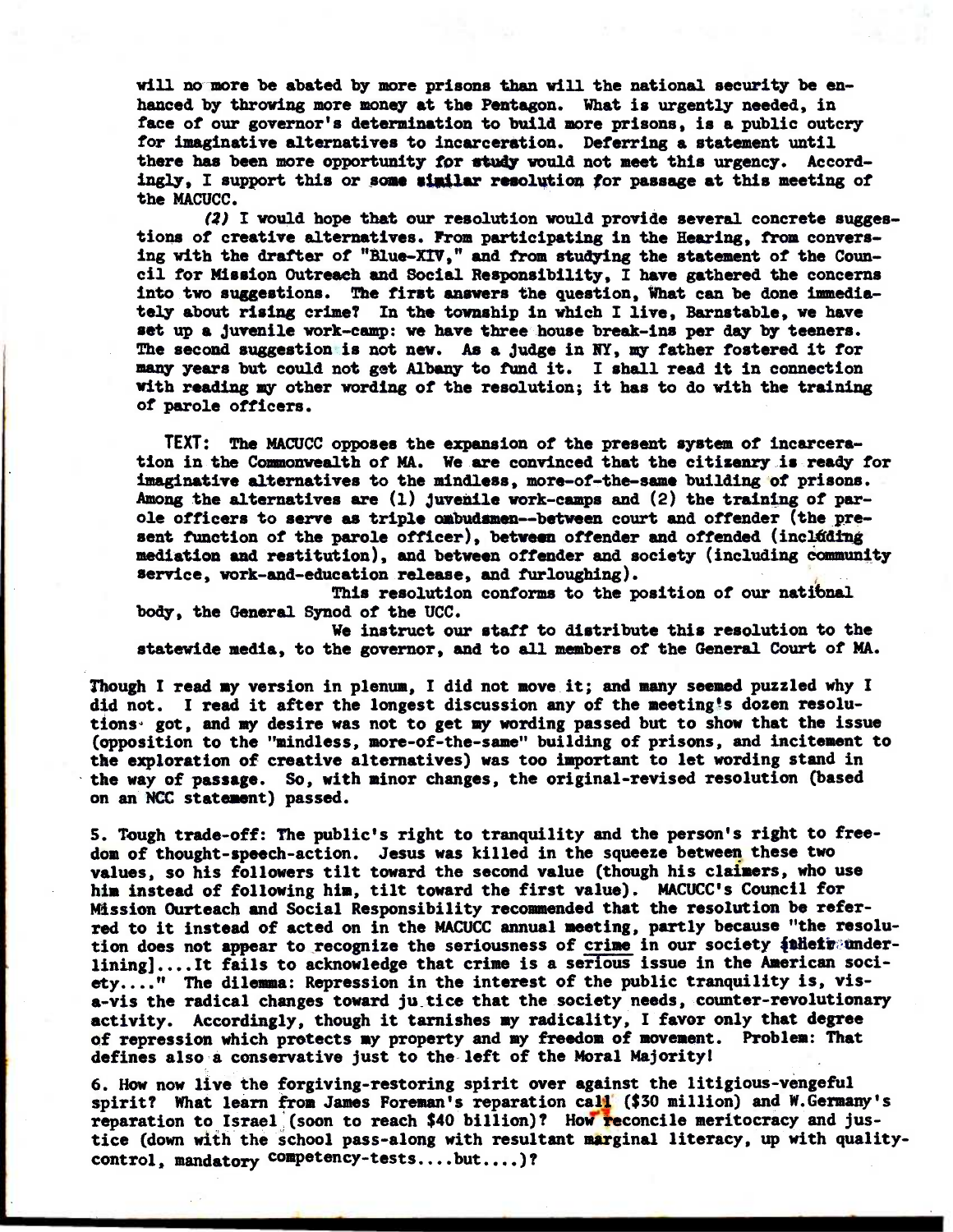will no more be abated by more prisons than will the national security be enhanced by throwing more money at the Pentagon. What is urgently needed, in face of our governor's determination to build more prisons, is a public outcry for imaginative alternatives to incarceration. Deferring a statement until there has been more opportunity for study would not meet this urgency. Accordingly, I support this or some similar resolution for passage at this meeting of the MACUCC.

(2) I would hope that our resolution would provide several concrete suggestions of creative alternatives. From participating in the Hearing, from conversing with the drafter of "Blue-XIV," and from studying the statement of the Council for Mission Outreach and Social Responsibility, I have gathered the concerns into two suggestions. The first answers the question, What can be done immediately about rising crime? In the township in which I live, Barnstable, we have set up a juvenile work-camp: we have three house break-ins per day by teeners. The second suggestion is not new. As a judge in NY, my father fostered it for many years but could not get Albany to fund it. I shall read it in connection with reading my other wording of the resolution; it has to do with the training of parole officers.

TEXT: The MACUCC opposes the expansion of the present system of incarceration in the Commonwealth of MA. We are convinced that the citizenry is ready for imaginative alternatives to the mindless, more-of-the-same building of prisons. Among the alternatives are (1) juvenile work-camps and (2) the training of parole officers to serve as triple ombudsmen--between court and offender (the present function of the parole officer), between offender and offended (including mediation and restitution), and between offender and society (including community service, work-and-education release, and furloughing).

This resolution conforms to the position of our national body, the General Synod of the UCC.

We instruct our staff to distribute this resolution to the statewide media, to the governor, and to all members of the General Court of MA.

Though I read my version in plenum, I did not move it; and many seemed puzzled why I did not. I read it after the longest discussion any of the meeting's dozen resolutions got, and my desire was not to get my wording passed but to show that the issue (opposition to the "mindless, more-of-the-same" building of prisons, and incitement to the exploration of creative alternatives) was too important to let wording stand in the way of passage. So, with minor changes, the original-revised resolution (based on an NCC statement) passed.

5. Tough trade-off: The public's right to tranquility and the person's right to freedom of thought-speech-action. Jesus was killed in the squeeze between these two values, so his followers tilt toward the second value (though his claimers, who use him instead of following him, tilt toward the first value). MACUCC's Council for Mission Ourteach and Social Responsibility recommended that the resolution be referred to it instead of acted on in the MACUCC annual meeting, partly because "the resolution does not appear to recognize the seriousness of crime in our society [their underlining]....It fails to acknowledge that crime is a serious issue in the American society...." The dilemma: Repression in the interest of the public tranquility is, vis-a-vis the radical changes toward justice that the society needs, counter-revolutionary activity. Accordingly, though it tarnishes my radicality, I favor only that degree of repression which protects my property and my freedom of movement. Problem: That defines also a conservative just to the left of the Moral Majority!

6. How now live the forgiving-restoring spirit over against the litigious-vengeful spirit? What learn from James Foreman's reparation call ($30 million) and W.Germany's reparation to Israel (soon to reach $40 billion)? How reconcile meritocracy and justice (down with the school pass-along with resultant marginal literacy, up with quality-control, mandatory competency-tests....but....)?